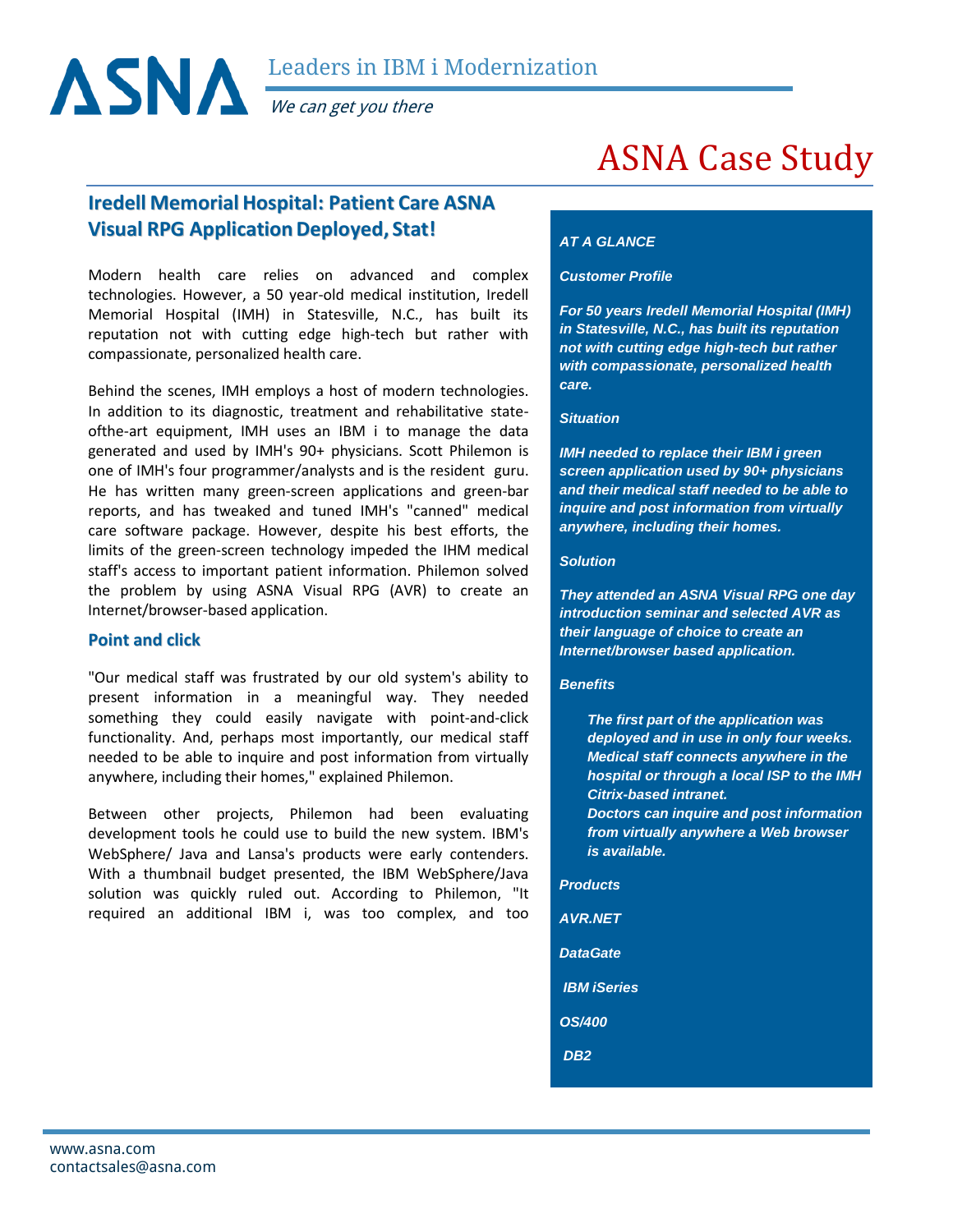# ASNA Case Study

## Iredell Memorial Hospital: Patient Care ASNA Visual RPG Application Deployed, Stat!

Modern health care relies on advanced and complex technologies. However, a 50 year-old medical institution, Iredell Memorial Hospital (IMH) in Statesville, N.C., has built its reputation not with cutting edge high-tech but rather with compassionate, personalized health care.

Behind the scenes, IMH employs a host of modern technologies. In addition to its diagnostic, treatment and rehabilitative state-ofthe-art equipment, IMH uses an IBM i to manage the data generated and used by IMH's 90+ physicians. Scott Philemon is one of IMH's four programmer/analysts and is the resident guru. He has written many green-screen applications and green-bar reports, and has tweaked and tuned IMH's "canned" medical care software package. However, despite his best efforts, the limits of the green-screen technology impeded the IHM medical staff's access to important patient information. Philemon solved the problem by using ASNA Visual RPG (AVR) to create an Internet/browser-based application.

### Point and click

"Our medical staff was frustrated by our old system's ability to present information in a meaningful way. They needed something they could easily navigate with point-and-click functionality. And, perhaps most importantly, our medical staff needed to be able to inquire and post information from virtually anywhere, including their homes," explained Philemon.

Between other projects, Philemon had been evaluating development tools he could use to build the new system. IBM's WebSphere/ Java and Lansa's products were early contenders. With a thumbnail budget presented, the IBM WebSphere/Java solution was quickly ruled out. According to Philemon, "It required an additional IBM i, was too complex, and too

***AT A GLANCE***

***Customer Profile***

***For 50 years Iredell Memorial Hospital (IMH) in Statesville, N.C., has built its reputation not with cutting edge high-tech but rather with compassionate, personalized health care.***

***Situation***

***IMH needed to replace their IBM i green screen application used by 90+ physicians and their medical staff needed to be able to inquire and post information from virtually anywhere, including their homes.***

***Solution***

***They attended an ASNA Visual RPG one day introduction seminar and selected AVR as their language of choice to create an Internet/browser based application.***

***Benefits***

- ***The first part of the application was deployed and in use in only four weeks. Medical staff connects anywhere in the hospital or through a local ISP to the IMH Citrix-based intranet.***
- ***Doctors can inquire and post information from virtually anywhere a Web browser is available.***

***Products***

***AVR.NET***

***DataGate***

***IBM iSeries***

***OS/400***

***DB2***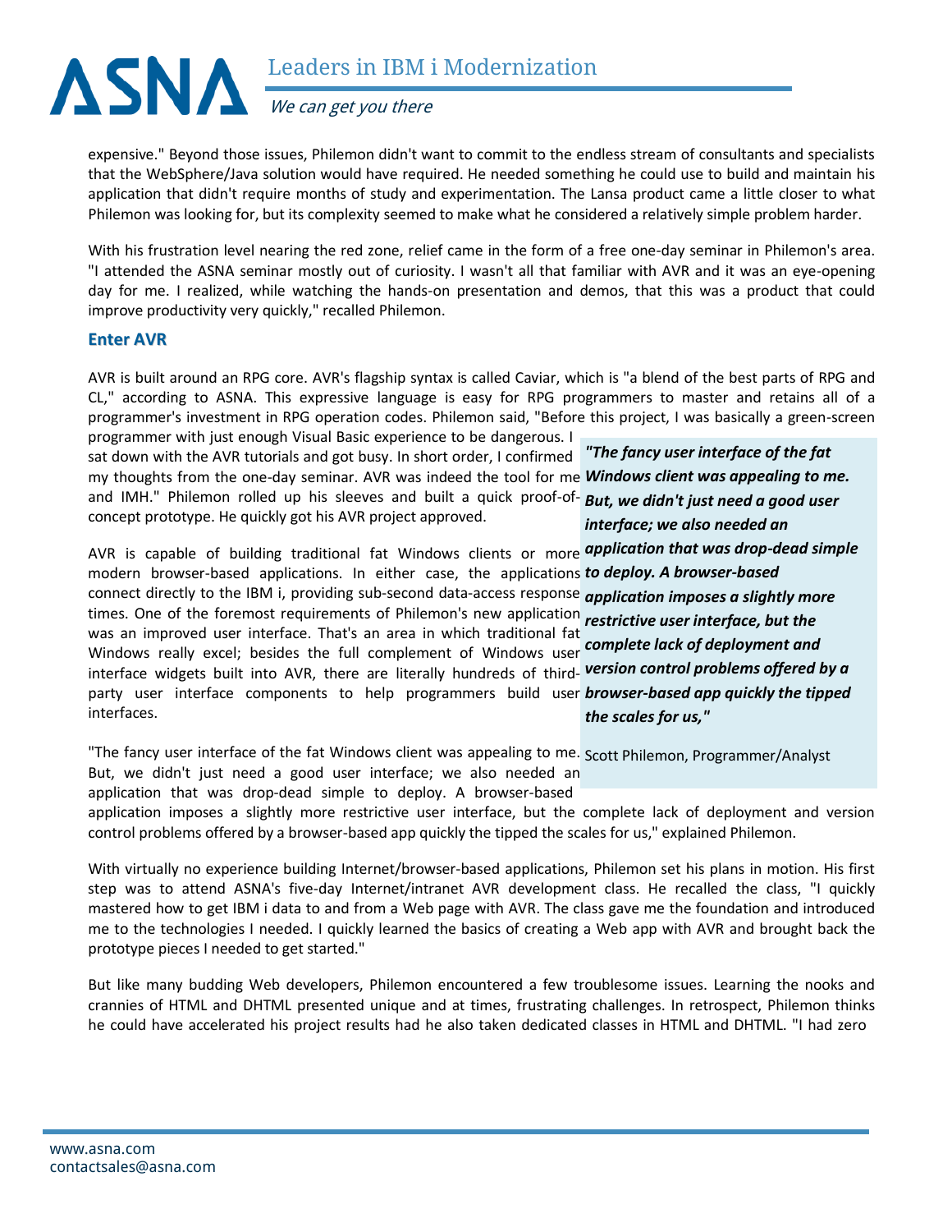expensive." Beyond those issues, Philemon didn't want to commit to the endless stream of consultants and specialists that the WebSphere/Java solution would have required. He needed something he could use to build and maintain his application that didn't require months of study and experimentation. The Lansa product came a little closer to what Philemon was looking for, but its complexity seemed to make what he considered a relatively simple problem harder.

With his frustration level nearing the red zone, relief came in the form of a free one-day seminar in Philemon's area. "I attended the ASNA seminar mostly out of curiosity. I wasn't all that familiar with AVR and it was an eye-opening day for me. I realized, while watching the hands-on presentation and demos, that this was a product that could improve productivity very quickly," recalled Philemon.

## Enter AVR

AVR is built around an RPG core. AVR's flagship syntax is called Caviar, which is "a blend of the best parts of RPG and CL," according to ASNA. This expressive language is easy for RPG programmers to master and retains all of a programmer's investment in RPG operation codes. Philemon said, "Before this project, I was basically a green-screen programmer with just enough Visual Basic experience to be dangerous. I sat down with the AVR tutorials and got busy. In short order, I confirmed my thoughts from the one-day seminar. AVR was indeed the tool for me and IMH." Philemon rolled up his sleeves and built a quick proof-of-concept prototype. He quickly got his AVR project approved.

AVR is capable of building traditional fat Windows clients or more modern browser-based applications. In either case, the applications connect directly to the IBM i, providing sub-second data-access response times. One of the foremost requirements of Philemon's new application was an improved user interface. That's an area in which traditional fat Windows really excel; besides the full complement of Windows user interface widgets built into AVR, there are literally hundreds of third-party user interface components to help programmers build user interfaces.

> ***"The fancy user interface of the fat Windows client was appealing to me. But, we didn't just need a good user interface; we also needed an application that was drop-dead simple to deploy. A browser-based application imposes a slightly more restrictive user interface, but the complete lack of deployment and version control problems offered by a browser-based app quickly the tipped the scales for us,"***
>
> Scott Philemon, Programmer/Analyst

"The fancy user interface of the fat Windows client was appealing to me. But, we didn't just need a good user interface; we also needed an application that was drop-dead simple to deploy. A browser-based application imposes a slightly more restrictive user interface, but the complete lack of deployment and version control problems offered by a browser-based app quickly the tipped the scales for us," explained Philemon.

With virtually no experience building Internet/browser-based applications, Philemon set his plans in motion. His first step was to attend ASNA's five-day Internet/intranet AVR development class. He recalled the class, "I quickly mastered how to get IBM i data to and from a Web page with AVR. The class gave me the foundation and introduced me to the technologies I needed. I quickly learned the basics of creating a Web app with AVR and brought back the prototype pieces I needed to get started."

But like many budding Web developers, Philemon encountered a few troublesome issues. Learning the nooks and crannies of HTML and DHTML presented unique and at times, frustrating challenges. In retrospect, Philemon thinks he could have accelerated his project results had he also taken dedicated classes in HTML and DHTML. "I had zero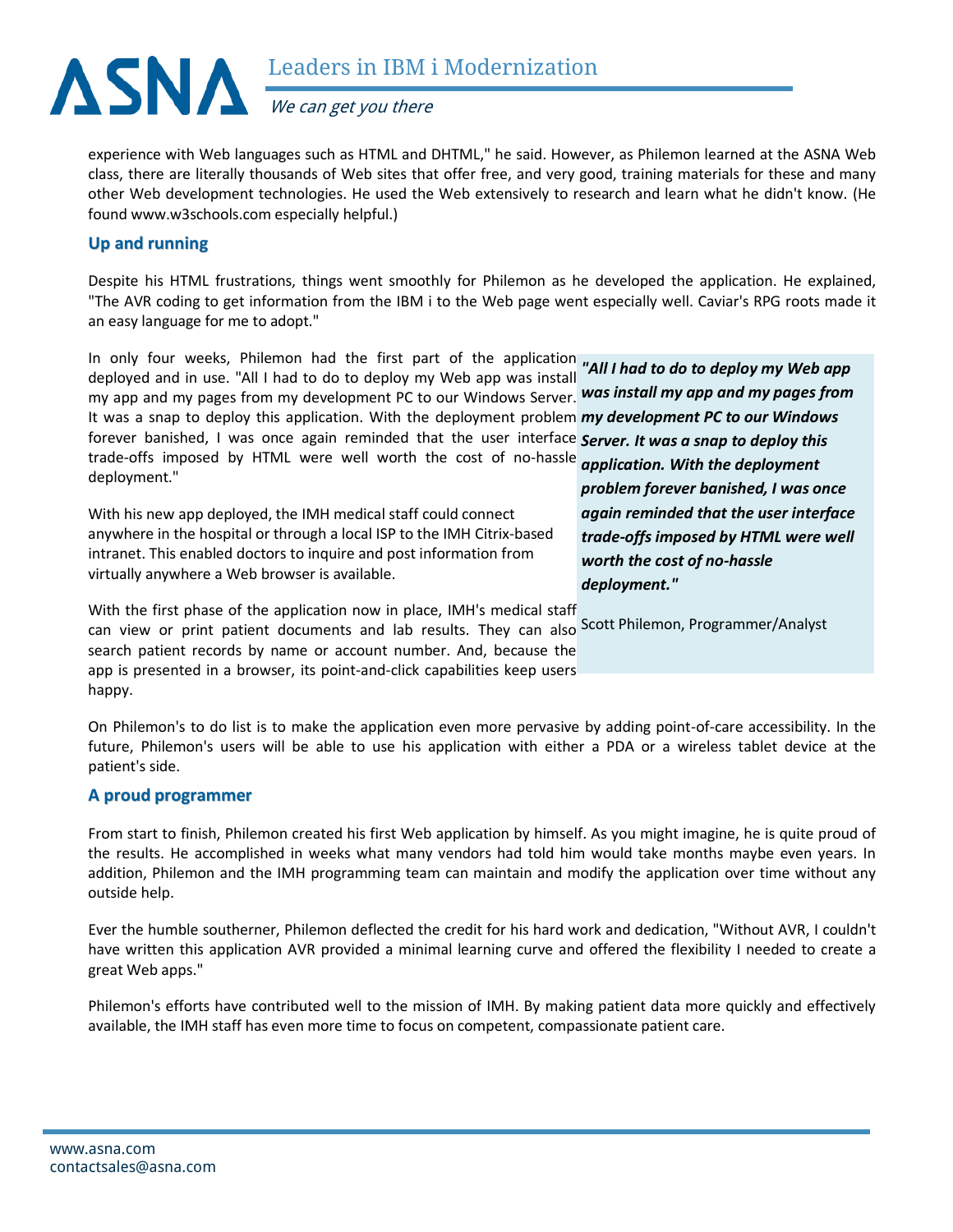experience with Web languages such as HTML and DHTML," he said. However, as Philemon learned at the ASNA Web class, there are literally thousands of Web sites that offer free, and very good, training materials for these and many other Web development technologies. He used the Web extensively to research and learn what he didn't know. (He found www.w3schools.com especially helpful.)

## Up and running

Despite his HTML frustrations, things went smoothly for Philemon as he developed the application. He explained, "The AVR coding to get information from the IBM i to the Web page went especially well. Caviar's RPG roots made it an easy language for me to adopt."

In only four weeks, Philemon had the first part of the application deployed and in use. "All I had to do to deploy my Web app was install my app and my pages from my development PC to our Windows Server. It was a snap to deploy this application. With the deployment problem forever banished, I was once again reminded that the user interface trade-offs imposed by HTML were well worth the cost of no-hassle deployment."

> ***"All I had to do to deploy my Web app was install my app and my pages from my development PC to our Windows Server. It was a snap to deploy this application. With the deployment problem forever banished, I was once again reminded that the user interface trade-offs imposed by HTML were well worth the cost of no-hassle deployment."***
>
> Scott Philemon, Programmer/Analyst

With his new app deployed, the IMH medical staff could connect anywhere in the hospital or through a local ISP to the IMH Citrix-based intranet. This enabled doctors to inquire and post information from virtually anywhere a Web browser is available.

With the first phase of the application now in place, IMH's medical staff can view or print patient documents and lab results. They can also search patient records by name or account number. And, because the app is presented in a browser, its point-and-click capabilities keep users happy.

On Philemon's to do list is to make the application even more pervasive by adding point-of-care accessibility. In the future, Philemon's users will be able to use his application with either a PDA or a wireless tablet device at the patient's side.

## A proud programmer

From start to finish, Philemon created his first Web application by himself. As you might imagine, he is quite proud of the results. He accomplished in weeks what many vendors had told him would take months maybe even years. In addition, Philemon and the IMH programming team can maintain and modify the application over time without any outside help.

Ever the humble southerner, Philemon deflected the credit for his hard work and dedication, "Without AVR, I couldn't have written this application AVR provided a minimal learning curve and offered the flexibility I needed to create a great Web apps."

Philemon's efforts have contributed well to the mission of IMH. By making patient data more quickly and effectively available, the IMH staff has even more time to focus on competent, compassionate patient care.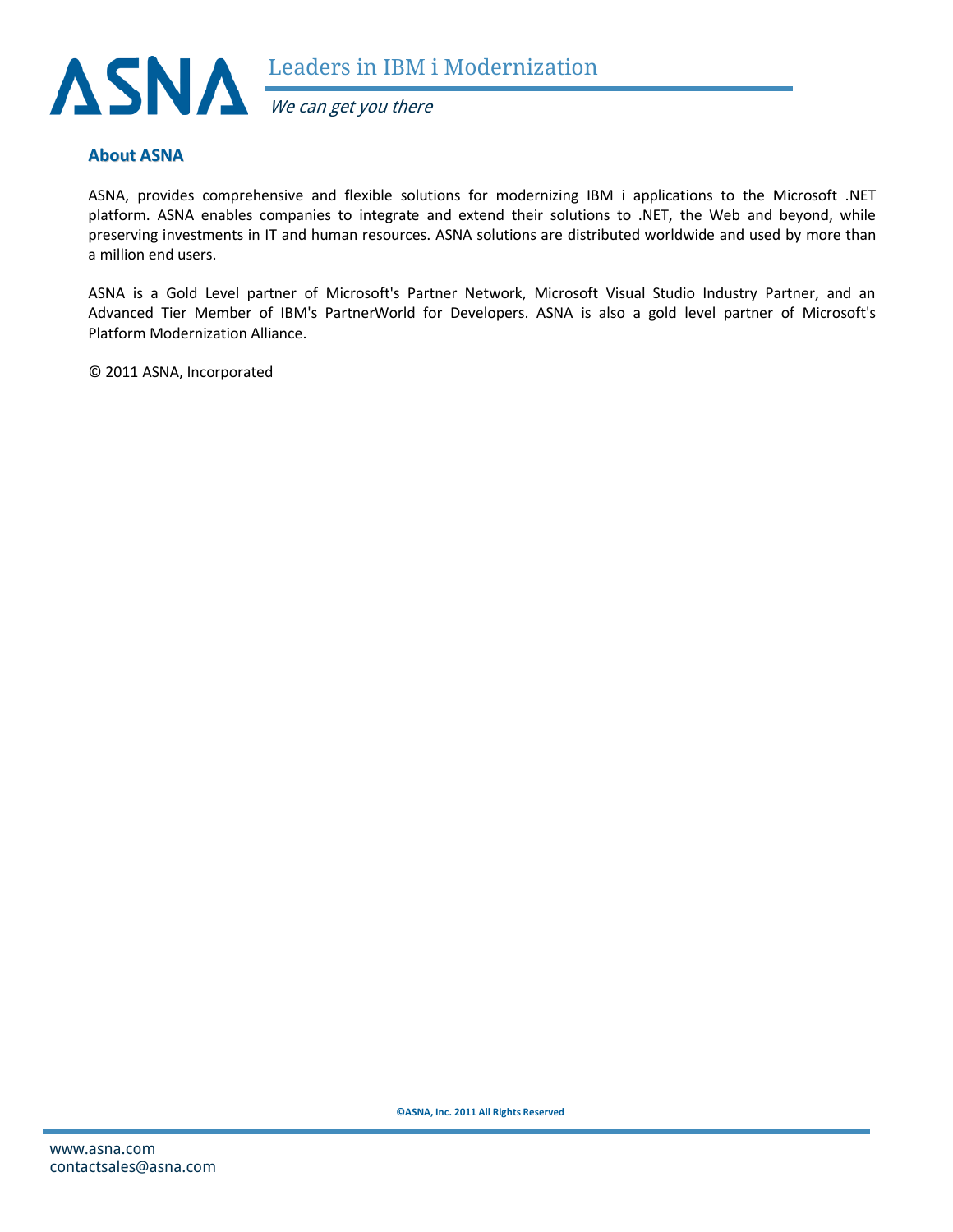## About ASNA

ASNA, provides comprehensive and flexible solutions for modernizing IBM i applications to the Microsoft .NET platform. ASNA enables companies to integrate and extend their solutions to .NET, the Web and beyond, while preserving investments in IT and human resources. ASNA solutions are distributed worldwide and used by more than a million end users.

ASNA is a Gold Level partner of Microsoft's Partner Network, Microsoft Visual Studio Industry Partner, and an Advanced Tier Member of IBM's PartnerWorld for Developers. ASNA is also a gold level partner of Microsoft's Platform Modernization Alliance.

© 2011 ASNA, Incorporated